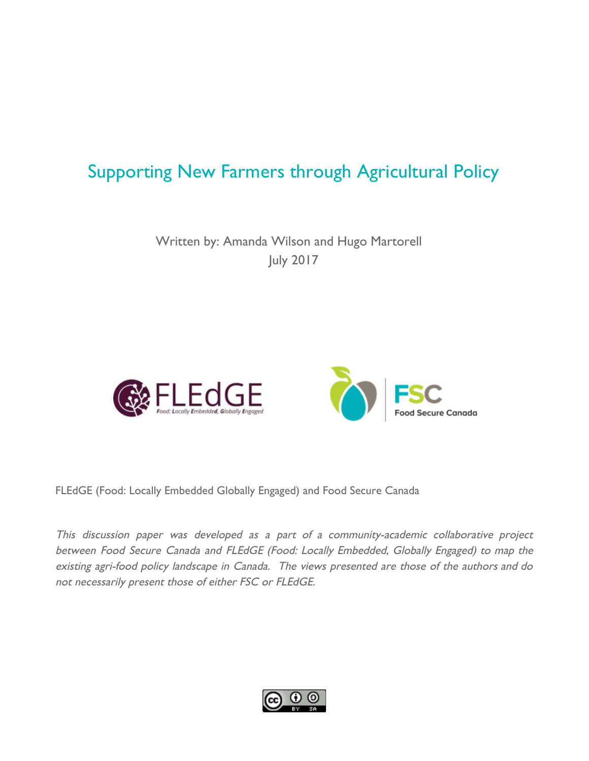# Supporting New Farmers through Agricultural Policy

Written by: Amanda Wilson and Hugo Martorell

July 2017

FLEdGE (Food: Locally Embedded Globally Engaged) and Food Secure Canada

*This discussion paper was developed as a part of a community-academic collaborative project between Food Secure Canada and FLEdGE (Food: Locally Embedded, Globally Engaged) to map the existing agri-food policy landscape in Canada. The views presented are those of the authors and do not necessarily present those of either FSC or FLEdGE.*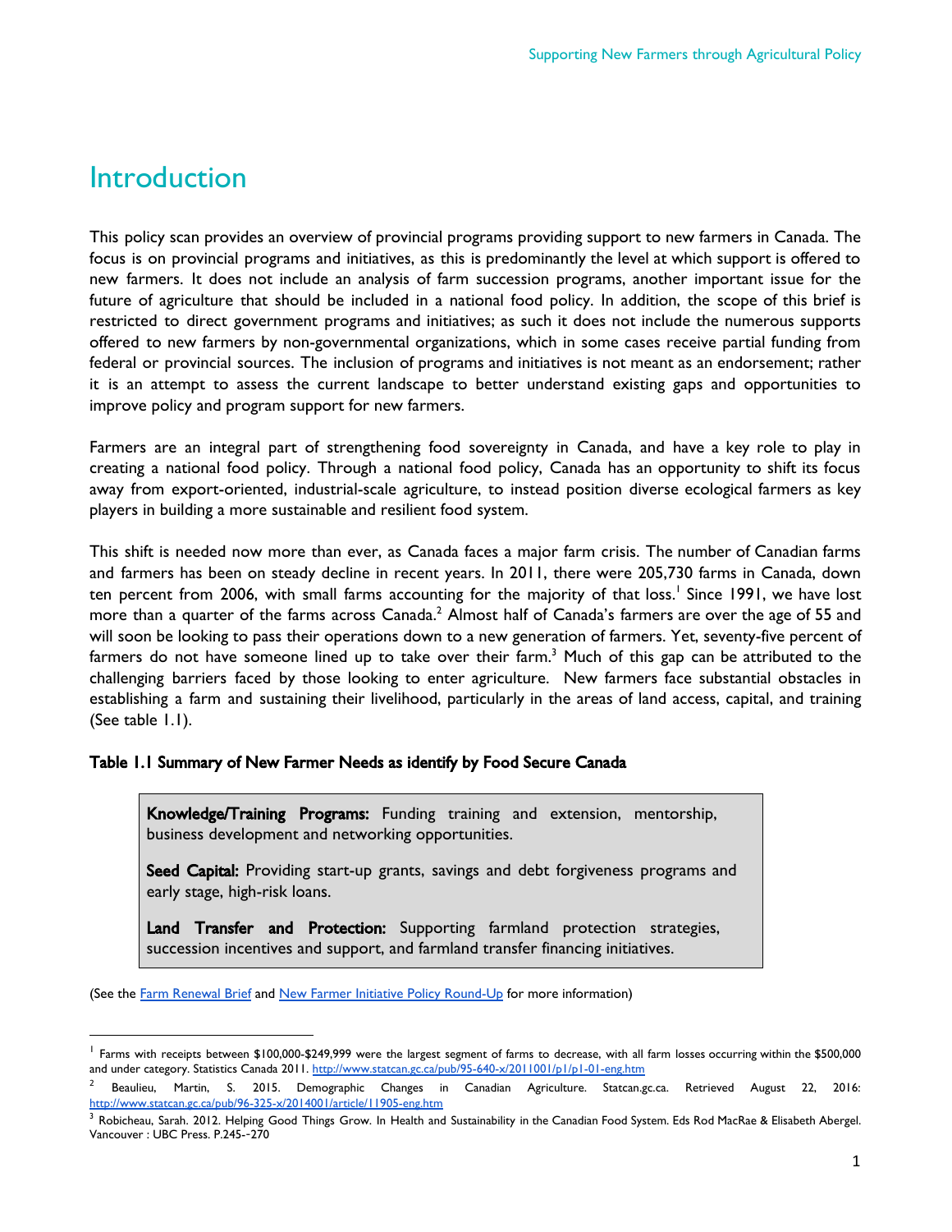# Introduction

This policy scan provides an overview of provincial programs providing support to new farmers in Canada. The focus is on provincial programs and initiatives, as this is predominantly the level at which support is offered to new farmers. It does not include an analysis of farm succession programs, another important issue for the future of agriculture that should be included in a national food policy. In addition, the scope of this brief is restricted to direct government programs and initiatives; as such it does not include the numerous supports offered to new farmers by non-governmental organizations, which in some cases receive partial funding from federal or provincial sources. The inclusion of programs and initiatives is not meant as an endorsement; rather it is an attempt to assess the current landscape to better understand existing gaps and opportunities to improve policy and program support for new farmers.

Farmers are an integral part of strengthening food sovereignty in Canada, and have a key role to play in creating a national food policy. Through a national food policy, Canada has an opportunity to shift its focus away from export-oriented, industrial-scale agriculture, to instead position diverse ecological farmers as key players in building a more sustainable and resilient food system.

This shift is needed now more than ever, as Canada faces a major farm crisis. The number of Canadian farms and farmers has been on steady decline in recent years. In 2011, there were 205,730 farms in Canada, down ten percent from 2006, with small farms accounting for the majority of that loss.[1] Since 1991, we have lost more than a quarter of the farms across Canada.[2] Almost half of Canada's farmers are over the age of 55 and will soon be looking to pass their operations down to a new generation of farmers. Yet, seventy-five percent of farmers do not have someone lined up to take over their farm.[3] Much of this gap can be attributed to the challenging barriers faced by those looking to enter agriculture. New farmers face substantial obstacles in establishing a farm and sustaining their livelihood, particularly in the areas of land access, capital, and training (See table 1.1).

**Table 1.1 Summary of New Farmer Needs as identify by Food Secure Canada**

> **Knowledge/Training Programs:** Funding training and extension, mentorship, business development and networking opportunities.
>
> **Seed Capital:** Providing start-up grants, savings and debt forgiveness programs and early stage, high-risk loans.
>
> **Land Transfer and Protection:** Supporting farmland protection strategies, succession incentives and support, and farmland transfer financing initiatives.

(See the Farm Renewal Brief and New Farmer Initiative Policy Round-Up for more information)

---

[1] Farms with receipts between $100,000-$249,999 were the largest segment of farms to decrease, with all farm losses occurring within the $500,000 and under category. Statistics Canada 2011. http://www.statcan.gc.ca/pub/95-640-x/2011001/p1/p1-01-eng.htm

[2] Beaulieu, Martin, S. 2015. Demographic Changes in Canadian Agriculture. Statcan.gc.ca. Retrieved August 22, 2016: http://www.statcan.gc.ca/pub/96-325-x/2014001/article/11905-eng.htm

[3] Robicheau, Sarah. 2012. Helping Good Things Grow. In Health and Sustainability in the Canadian Food System. Eds Rod MacRae & Elisabeth Abergel. Vancouver : UBC Press. P.245--270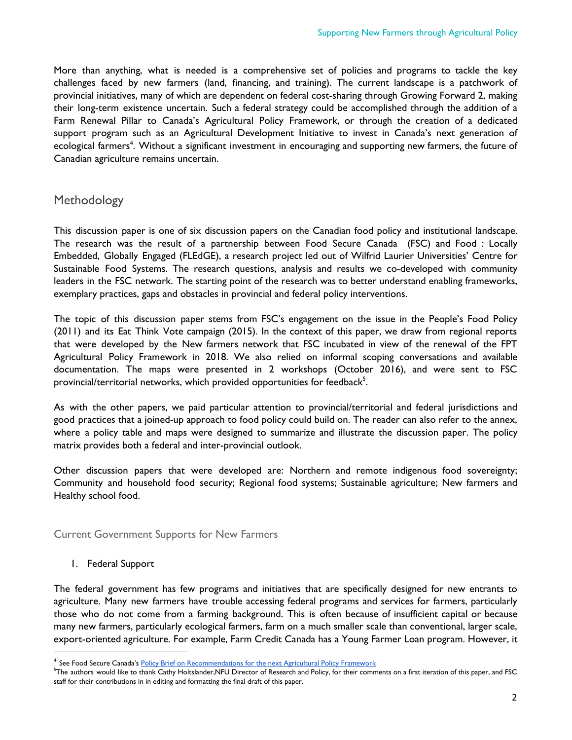More than anything, what is needed is a comprehensive set of policies and programs to tackle the key challenges faced by new farmers (land, financing, and training). The current landscape is a patchwork of provincial initiatives, many of which are dependent on federal cost-sharing through Growing Forward 2, making their long-term existence uncertain. Such a federal strategy could be accomplished through the addition of a Farm Renewal Pillar to Canada's Agricultural Policy Framework, or through the creation of a dedicated support program such as an Agricultural Development Initiative to invest in Canada's next generation of ecological farmers[4]. Without a significant investment in encouraging and supporting new farmers, the future of Canadian agriculture remains uncertain.

## Methodology

This discussion paper is one of six discussion papers on the Canadian food policy and institutional landscape. The research was the result of a partnership between Food Secure Canada (FSC) and Food : Locally Embedded, Globally Engaged (FLEdGE), a research project led out of Wilfrid Laurier Universities' Centre for Sustainable Food Systems. The research questions, analysis and results we co-developed with community leaders in the FSC network. The starting point of the research was to better understand enabling frameworks, exemplary practices, gaps and obstacles in provincial and federal policy interventions.

The topic of this discussion paper stems from FSC's engagement on the issue in the People's Food Policy (2011) and its Eat Think Vote campaign (2015). In the context of this paper, we draw from regional reports that were developed by the New farmers network that FSC incubated in view of the renewal of the FPT Agricultural Policy Framework in 2018. We also relied on informal scoping conversations and available documentation. The maps were presented in 2 workshops (October 2016), and were sent to FSC provincial/territorial networks, which provided opportunities for feedback[5].

As with the other papers, we paid particular attention to provincial/territorial and federal jurisdictions and good practices that a joined-up approach to food policy could build on. The reader can also refer to the annex, where a policy table and maps were designed to summarize and illustrate the discussion paper. The policy matrix provides both a federal and inter-provincial outlook.

Other discussion papers that were developed are: Northern and remote indigenous food sovereignty; Community and household food security; Regional food systems; Sustainable agriculture; New farmers and Healthy school food.

### Current Government Supports for New Farmers

1. Federal Support

The federal government has few programs and initiatives that are specifically designed for new entrants to agriculture. Many new farmers have trouble accessing federal programs and services for farmers, particularly those who do not come from a farming background. This is often because of insufficient capital or because many new farmers, particularly ecological farmers, farm on a much smaller scale than conventional, larger scale, export-oriented agriculture. For example, Farm Credit Canada has a Young Farmer Loan program. However, it

---

[4] See Food Secure Canada's Policy Brief on Recommendations for the next Agricultural Policy Framework

[5] The authors would like to thank Cathy Holtslander,NFU Director of Research and Policy, for their comments on a first iteration of this paper, and FSC staff for their contributions in in editing and formatting the final draft of this paper.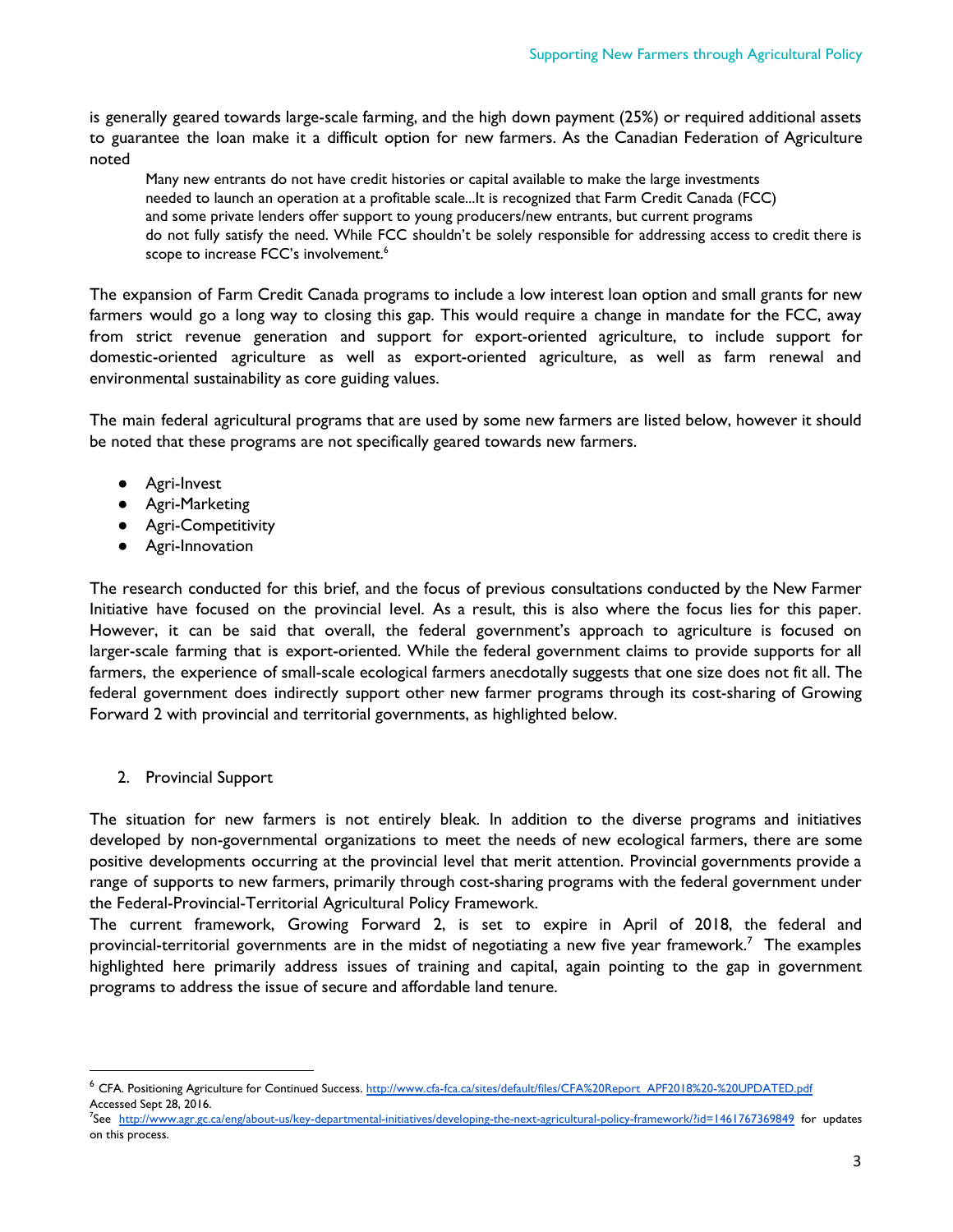is generally geared towards large-scale farming, and the high down payment (25%) or required additional assets to guarantee the loan make it a difficult option for new farmers. As the Canadian Federation of Agriculture noted

> Many new entrants do not have credit histories or capital available to make the large investments needed to launch an operation at a profitable scale...It is recognized that Farm Credit Canada (FCC) and some private lenders offer support to young producers/new entrants, but current programs do not fully satisfy the need. While FCC shouldn't be solely responsible for addressing access to credit there is scope to increase FCC's involvement.[6]

The expansion of Farm Credit Canada programs to include a low interest loan option and small grants for new farmers would go a long way to closing this gap. This would require a change in mandate for the FCC, away from strict revenue generation and support for export-oriented agriculture, to include support for domestic-oriented agriculture as well as export-oriented agriculture, as well as farm renewal and environmental sustainability as core guiding values.

The main federal agricultural programs that are used by some new farmers are listed below, however it should be noted that these programs are not specifically geared towards new farmers.

- Agri-Invest
- Agri-Marketing
- Agri-Competitivity
- Agri-Innovation

The research conducted for this brief, and the focus of previous consultations conducted by the New Farmer Initiative have focused on the provincial level. As a result, this is also where the focus lies for this paper. However, it can be said that overall, the federal government's approach to agriculture is focused on larger-scale farming that is export-oriented. While the federal government claims to provide supports for all farmers, the experience of small-scale ecological farmers anecdotally suggests that one size does not fit all. The federal government does indirectly support other new farmer programs through its cost-sharing of Growing Forward 2 with provincial and territorial governments, as highlighted below.

2. Provincial Support

The situation for new farmers is not entirely bleak. In addition to the diverse programs and initiatives developed by non-governmental organizations to meet the needs of new ecological farmers, there are some positive developments occurring at the provincial level that merit attention. Provincial governments provide a range of supports to new farmers, primarily through cost-sharing programs with the federal government under the Federal-Provincial-Territorial Agricultural Policy Framework.

The current framework, Growing Forward 2, is set to expire in April of 2018, the federal and provincial-territorial governments are in the midst of negotiating a new five year framework.[7] The examples highlighted here primarily address issues of training and capital, again pointing to the gap in government programs to address the issue of secure and affordable land tenure.

---

[6] CFA. Positioning Agriculture for Continued Success. http://www.cfa-fca.ca/sites/default/files/CFA%20Report_APF2018%20-%20UPDATED.pdf Accessed Sept 28, 2016.

[7] See http://www.agr.gc.ca/eng/about-us/key-departmental-initiatives/developing-the-next-agricultural-policy-framework/?id=1461767369849 for updates on this process.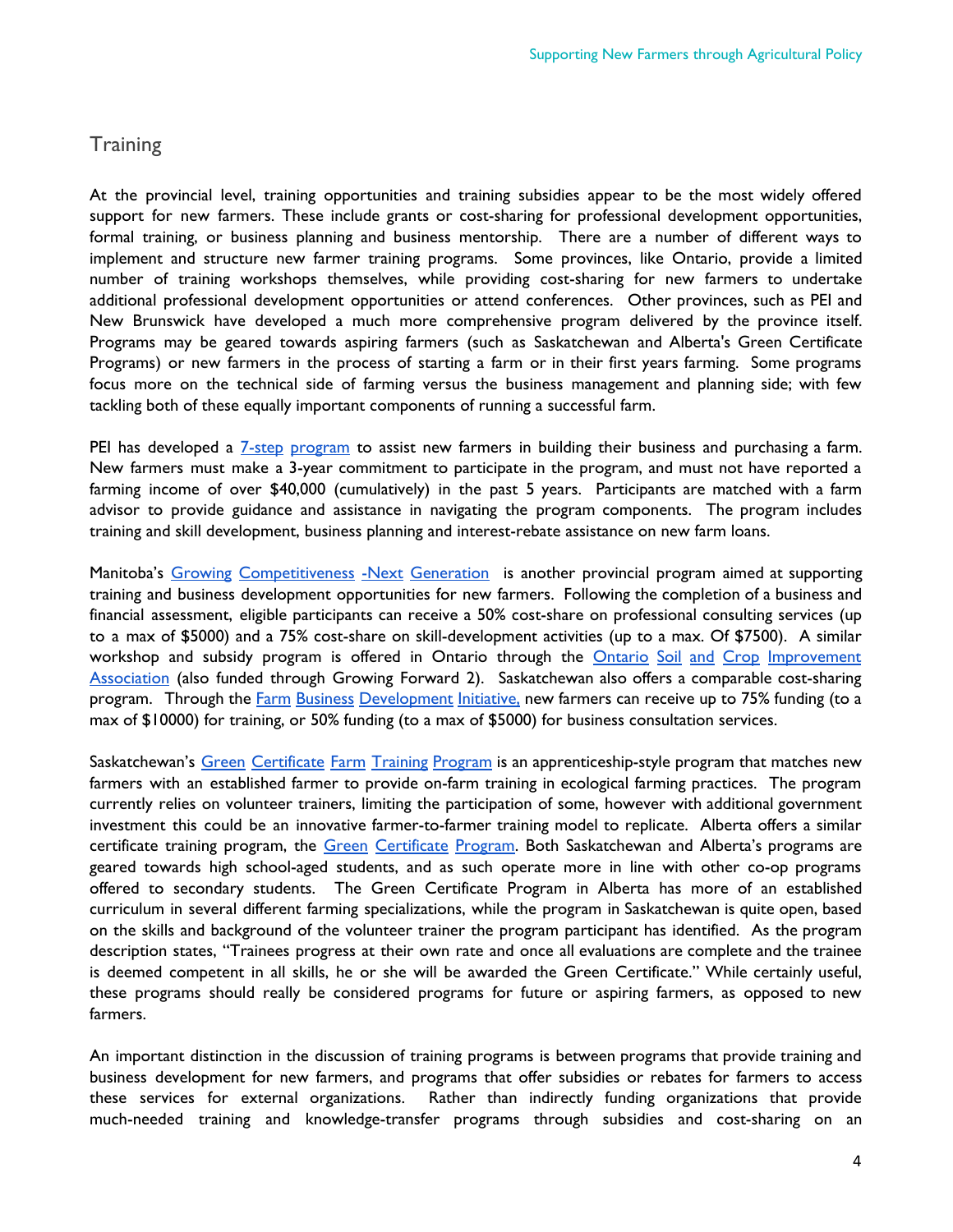## Training

At the provincial level, training opportunities and training subsidies appear to be the most widely offered support for new farmers. These include grants or cost-sharing for professional development opportunities, formal training, or business planning and business mentorship. There are a number of different ways to implement and structure new farmer training programs. Some provinces, like Ontario, provide a limited number of training workshops themselves, while providing cost-sharing for new farmers to undertake additional professional development opportunities or attend conferences. Other provinces, such as PEI and New Brunswick have developed a much more comprehensive program delivered by the province itself. Programs may be geared towards aspiring farmers (such as Saskatchewan and Alberta's Green Certificate Programs) or new farmers in the process of starting a farm or in their first years farming. Some programs focus more on the technical side of farming versus the business management and planning side; with few tackling both of these equally important components of running a successful farm.

PEI has developed a 7-step program to assist new farmers in building their business and purchasing a farm. New farmers must make a 3-year commitment to participate in the program, and must not have reported a farming income of over $40,000 (cumulatively) in the past 5 years. Participants are matched with a farm advisor to provide guidance and assistance in navigating the program components. The program includes training and skill development, business planning and interest-rebate assistance on new farm loans.

Manitoba's Growing Competitiveness -Next Generation is another provincial program aimed at supporting training and business development opportunities for new farmers. Following the completion of a business and financial assessment, eligible participants can receive a 50% cost-share on professional consulting services (up to a max of $5000) and a 75% cost-share on skill-development activities (up to a max. Of $7500). A similar workshop and subsidy program is offered in Ontario through the Ontario Soil and Crop Improvement Association (also funded through Growing Forward 2). Saskatchewan also offers a comparable cost-sharing program. Through the Farm Business Development Initiative, new farmers can receive up to 75% funding (to a max of $10000) for training, or 50% funding (to a max of $5000) for business consultation services.

Saskatchewan's Green Certificate Farm Training Program is an apprenticeship-style program that matches new farmers with an established farmer to provide on-farm training in ecological farming practices. The program currently relies on volunteer trainers, limiting the participation of some, however with additional government investment this could be an innovative farmer-to-farmer training model to replicate. Alberta offers a similar certificate training program, the Green Certificate Program. Both Saskatchewan and Alberta's programs are geared towards high school-aged students, and as such operate more in line with other co-op programs offered to secondary students. The Green Certificate Program in Alberta has more of an established curriculum in several different farming specializations, while the program in Saskatchewan is quite open, based on the skills and background of the volunteer trainer the program participant has identified. As the program description states, "Trainees progress at their own rate and once all evaluations are complete and the trainee is deemed competent in all skills, he or she will be awarded the Green Certificate." While certainly useful, these programs should really be considered programs for future or aspiring farmers, as opposed to new farmers.

An important distinction in the discussion of training programs is between programs that provide training and business development for new farmers, and programs that offer subsidies or rebates for farmers to access these services for external organizations. Rather than indirectly funding organizations that provide much-needed training and knowledge-transfer programs through subsidies and cost-sharing on an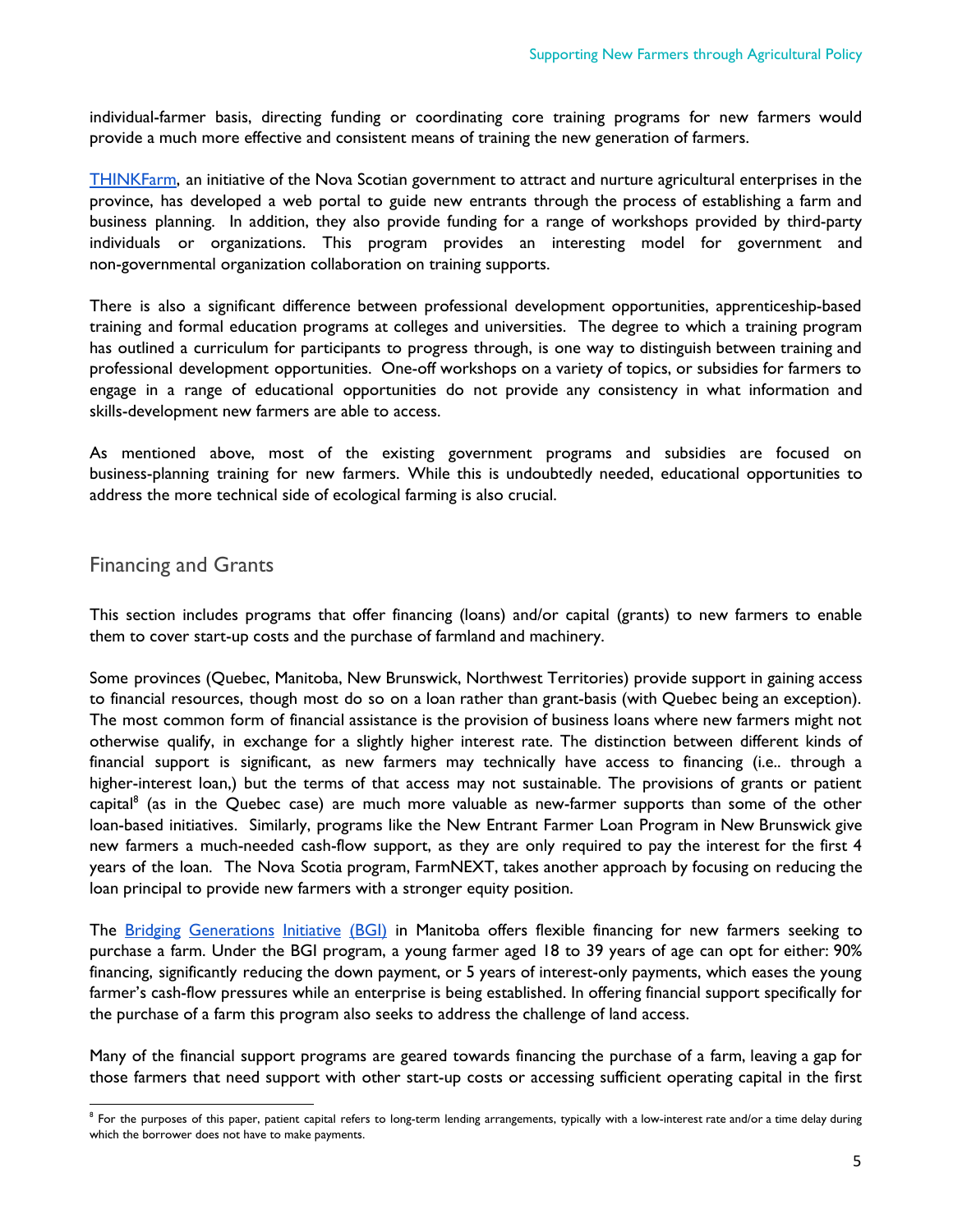individual-farmer basis, directing funding or coordinating core training programs for new farmers would provide a much more effective and consistent means of training the new generation of farmers.

THINKFarm, an initiative of the Nova Scotian government to attract and nurture agricultural enterprises in the province, has developed a web portal to guide new entrants through the process of establishing a farm and business planning. In addition, they also provide funding for a range of workshops provided by third-party individuals or organizations. This program provides an interesting model for government and non-governmental organization collaboration on training supports.

There is also a significant difference between professional development opportunities, apprenticeship-based training and formal education programs at colleges and universities. The degree to which a training program has outlined a curriculum for participants to progress through, is one way to distinguish between training and professional development opportunities. One-off workshops on a variety of topics, or subsidies for farmers to engage in a range of educational opportunities do not provide any consistency in what information and skills-development new farmers are able to access.

As mentioned above, most of the existing government programs and subsidies are focused on business-planning training for new farmers. While this is undoubtedly needed, educational opportunities to address the more technical side of ecological farming is also crucial.

## Financing and Grants

This section includes programs that offer financing (loans) and/or capital (grants) to new farmers to enable them to cover start-up costs and the purchase of farmland and machinery.

Some provinces (Quebec, Manitoba, New Brunswick, Northwest Territories) provide support in gaining access to financial resources, though most do so on a loan rather than grant-basis (with Quebec being an exception). The most common form of financial assistance is the provision of business loans where new farmers might not otherwise qualify, in exchange for a slightly higher interest rate. The distinction between different kinds of financial support is significant, as new farmers may technically have access to financing (i.e.. through a higher-interest loan,) but the terms of that access may not sustainable. The provisions of grants or patient capital[8] (as in the Quebec case) are much more valuable as new-farmer supports than some of the other loan-based initiatives. Similarly, programs like the New Entrant Farmer Loan Program in New Brunswick give new farmers a much-needed cash-flow support, as they are only required to pay the interest for the first 4 years of the loan. The Nova Scotia program, FarmNEXT, takes another approach by focusing on reducing the loan principal to provide new farmers with a stronger equity position.

The Bridging Generations Initiative (BGI) in Manitoba offers flexible financing for new farmers seeking to purchase a farm. Under the BGI program, a young farmer aged 18 to 39 years of age can opt for either: 90% financing, significantly reducing the down payment, or 5 years of interest-only payments, which eases the young farmer's cash-flow pressures while an enterprise is being established. In offering financial support specifically for the purchase of a farm this program also seeks to address the challenge of land access.

Many of the financial support programs are geared towards financing the purchase of a farm, leaving a gap for those farmers that need support with other start-up costs or accessing sufficient operating capital in the first

[8] For the purposes of this paper, patient capital refers to long-term lending arrangements, typically with a low-interest rate and/or a time delay during which the borrower does not have to make payments.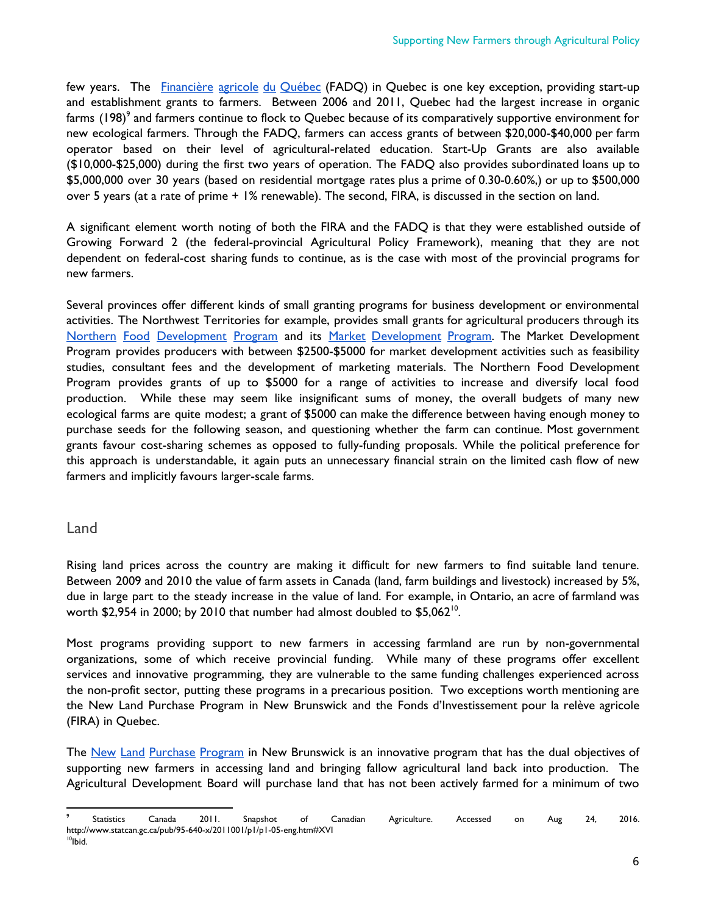few years. The [Financière agricole du Québec](#) (FADQ) in Quebec is one key exception, providing start-up and establishment grants to farmers. Between 2006 and 2011, Quebec had the largest increase in organic farms (198)[9] and farmers continue to flock to Quebec because of its comparatively supportive environment for new ecological farmers. Through the FADQ, farmers can access grants of between $20,000-$40,000 per farm operator based on their level of agricultural-related education. Start-Up Grants are also available ($10,000-$25,000) during the first two years of operation. The FADQ also provides subordinated loans up to $5,000,000 over 30 years (based on residential mortgage rates plus a prime of 0.30-0.60%,) or up to $500,000 over 5 years (at a rate of prime + 1% renewable). The second, FIRA, is discussed in the section on land.

A significant element worth noting of both the FIRA and the FADQ is that they were established outside of Growing Forward 2 (the federal-provincial Agricultural Policy Framework), meaning that they are not dependent on federal-cost sharing funds to continue, as is the case with most of the provincial programs for new farmers.

Several provinces offer different kinds of small granting programs for business development or environmental activities. The Northwest Territories for example, provides small grants for agricultural producers through its [Northern Food Development Program](#) and its [Market Development Program](#). The Market Development Program provides producers with between $2500-$5000 for market development activities such as feasibility studies, consultant fees and the development of marketing materials. The Northern Food Development Program provides grants of up to $5000 for a range of activities to increase and diversify local food production. While these may seem like insignificant sums of money, the overall budgets of many new ecological farms are quite modest; a grant of $5000 can make the difference between having enough money to purchase seeds for the following season, and questioning whether the farm can continue. Most government grants favour cost-sharing schemes as opposed to fully-funding proposals. While the political preference for this approach is understandable, it again puts an unnecessary financial strain on the limited cash flow of new farmers and implicitly favours larger-scale farms.

## Land

Rising land prices across the country are making it difficult for new farmers to find suitable land tenure. Between 2009 and 2010 the value of farm assets in Canada (land, farm buildings and livestock) increased by 5%, due in large part to the steady increase in the value of land. For example, in Ontario, an acre of farmland was worth $2,954 in 2000; by 2010 that number had almost doubled to $5,062[10].

Most programs providing support to new farmers in accessing farmland are run by non-governmental organizations, some of which receive provincial funding. While many of these programs offer excellent services and innovative programming, they are vulnerable to the same funding challenges experienced across the non-profit sector, putting these programs in a precarious position. Two exceptions worth mentioning are the New Land Purchase Program in New Brunswick and the Fonds d'Investissement pour la relève agricole (FIRA) in Quebec.

The [New Land Purchase Program](#) in New Brunswick is an innovative program that has the dual objectives of supporting new farmers in accessing land and bringing fallow agricultural land back into production. The Agricultural Development Board will purchase land that has not been actively farmed for a minimum of two

---

[9] Statistics Canada 2011. Snapshot of Canadian Agriculture. Accessed on Aug 24, 2016. http://www.statcan.gc.ca/pub/95-640-x/2011001/p1/p1-05-eng.htm#XVI

[10] Ibid.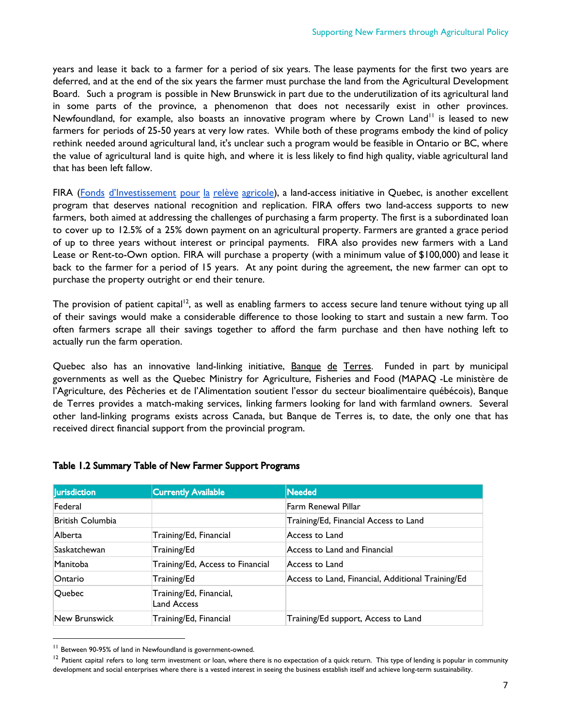years and lease it back to a farmer for a period of six years. The lease payments for the first two years are deferred, and at the end of the six years the farmer must purchase the land from the Agricultural Development Board. Such a program is possible in New Brunswick in part due to the underutilization of its agricultural land in some parts of the province, a phenomenon that does not necessarily exist in other provinces. Newfoundland, for example, also boasts an innovative program where by Crown Land[11] is leased to new farmers for periods of 25-50 years at very low rates. While both of these programs embody the kind of policy rethink needed around agricultural land, it's unclear such a program would be feasible in Ontario or BC, where the value of agricultural land is quite high, and where it is less likely to find high quality, viable agricultural land that has been left fallow.

FIRA (Fonds d'Investissement pour la relève agricole), a land-access initiative in Quebec, is another excellent program that deserves national recognition and replication. FIRA offers two land-access supports to new farmers, both aimed at addressing the challenges of purchasing a farm property. The first is a subordinated loan to cover up to 12.5% of a 25% down payment on an agricultural property. Farmers are granted a grace period of up to three years without interest or principal payments. FIRA also provides new farmers with a Land Lease or Rent-to-Own option. FIRA will purchase a property (with a minimum value of $100,000) and lease it back to the farmer for a period of 15 years. At any point during the agreement, the new farmer can opt to purchase the property outright or end their tenure.

The provision of patient capital[12], as well as enabling farmers to access secure land tenure without tying up all of their savings would make a considerable difference to those looking to start and sustain a new farm. Too often farmers scrape all their savings together to afford the farm purchase and then have nothing left to actually run the farm operation.

Quebec also has an innovative land-linking initiative, Banque de Terres. Funded in part by municipal governments as well as the Quebec Ministry for Agriculture, Fisheries and Food (MAPAQ -Le ministère de l'Agriculture, des Pêcheries et de l'Alimentation soutient l'essor du secteur bioalimentaire québécois), Banque de Terres provides a match-making services, linking farmers looking for land with farmland owners. Several other land-linking programs exists across Canada, but Banque de Terres is, to date, the only one that has received direct financial support from the provincial program.

**Table 1.2 Summary Table of New Farmer Support Programs**

| Jurisdiction | Currently Available | Needed |
|---|---|---|
| Federal | | Farm Renewal Pillar |
| British Columbia | | Training/Ed, Financial Access to Land |
| Alberta | Training/Ed, Financial | Access to Land |
| Saskatchewan | Training/Ed | Access to Land and Financial |
| Manitoba | Training/Ed, Access to Financial | Access to Land |
| Ontario | Training/Ed | Access to Land, Financial, Additional Training/Ed |
| Quebec | Training/Ed, Financial, Land Access | |
| New Brunswick | Training/Ed, Financial | Training/Ed support, Access to Land |

[11] Between 90-95% of land in Newfoundland is government-owned.

[12] Patient capital refers to long term investment or loan, where there is no expectation of a quick return. This type of lending is popular in community development and social enterprises where there is a vested interest in seeing the business establish itself and achieve long-term sustainability.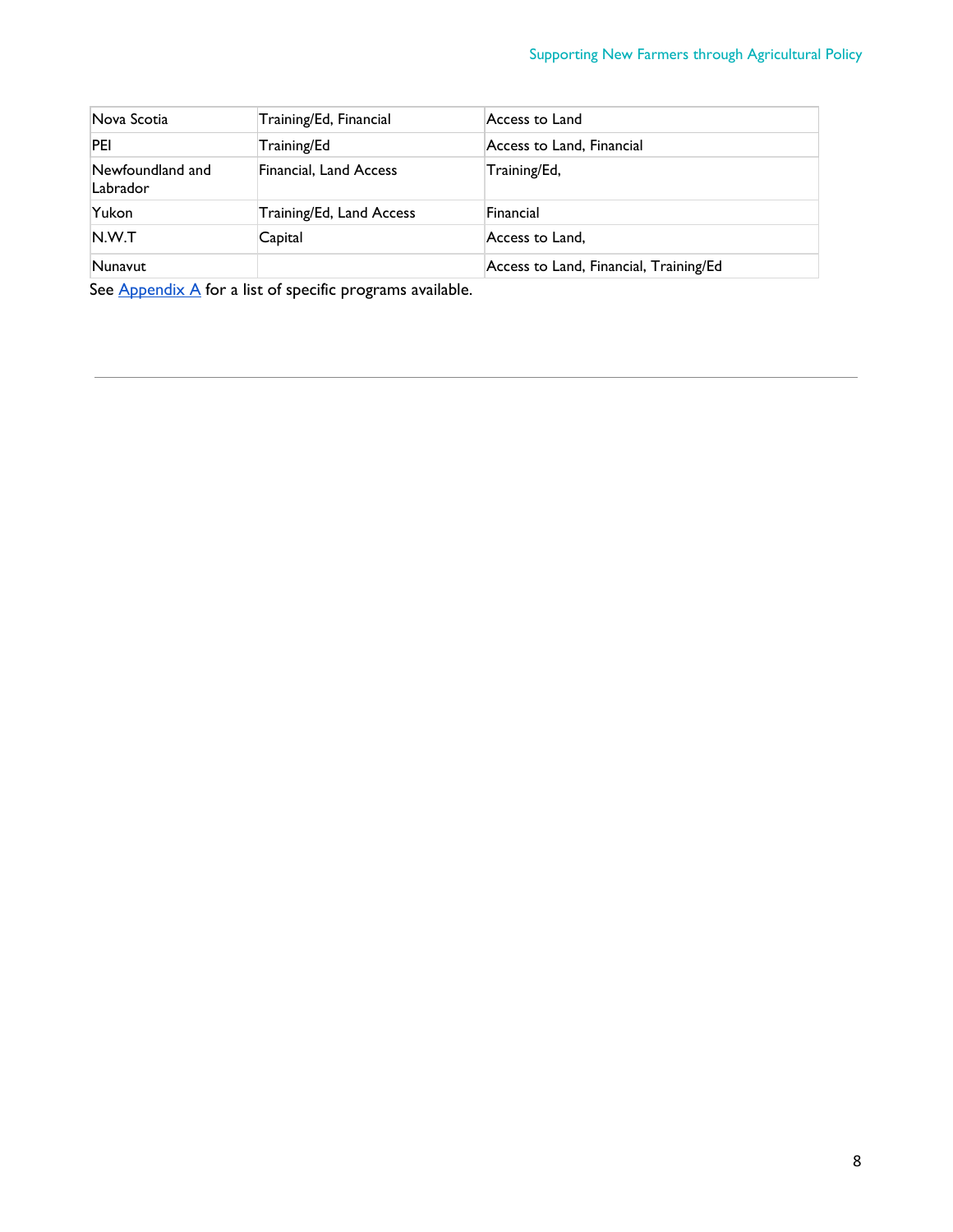| Nova Scotia | Training/Ed, Financial | Access to Land |
|---|---|---|
| PEI | Training/Ed | Access to Land, Financial |
| Newfoundland and Labrador | Financial, Land Access | Training/Ed, |
| Yukon | Training/Ed, Land Access | Financial |
| N.W.T | Capital | Access to Land, |
| Nunavut | | Access to Land, Financial, Training/Ed |

See Appendix A for a list of specific programs available.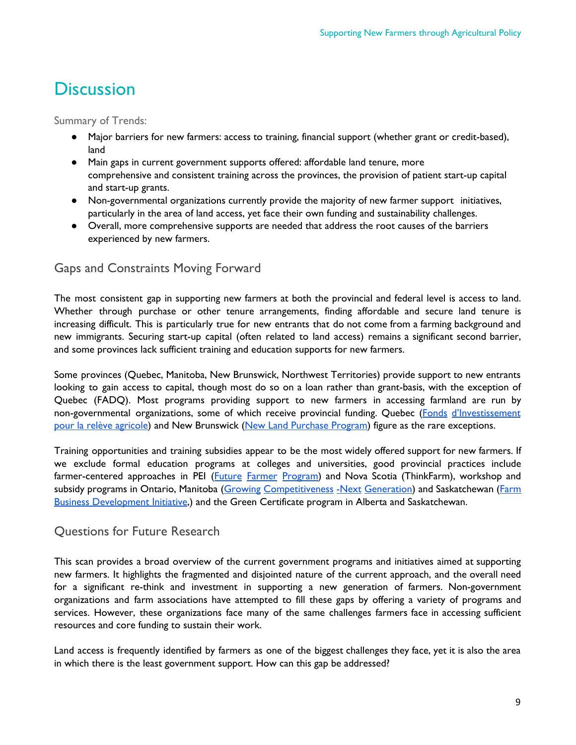# Discussion

Summary of Trends:

- Major barriers for new farmers: access to training, financial support (whether grant or credit-based), land
- Main gaps in current government supports offered: affordable land tenure, more comprehensive and consistent training across the provinces, the provision of patient start-up capital and start-up grants.
- Non-governmental organizations currently provide the majority of new farmer support initiatives, particularly in the area of land access, yet face their own funding and sustainability challenges.
- Overall, more comprehensive supports are needed that address the root causes of the barriers experienced by new farmers.

## Gaps and Constraints Moving Forward

The most consistent gap in supporting new farmers at both the provincial and federal level is access to land. Whether through purchase or other tenure arrangements, finding affordable and secure land tenure is increasing difficult. This is particularly true for new entrants that do not come from a farming background and new immigrants. Securing start-up capital (often related to land access) remains a significant second barrier, and some provinces lack sufficient training and education supports for new farmers.

Some provinces (Quebec, Manitoba, New Brunswick, Northwest Territories) provide support to new entrants looking to gain access to capital, though most do so on a loan rather than grant-basis, with the exception of Quebec (FADQ). Most programs providing support to new farmers in accessing farmland are run by non-governmental organizations, some of which receive provincial funding. Quebec (Fonds d'Investissement pour la relève agricole) and New Brunswick (New Land Purchase Program) figure as the rare exceptions.

Training opportunities and training subsidies appear to be the most widely offered support for new farmers. If we exclude formal education programs at colleges and universities, good provincial practices include farmer-centered approaches in PEI (Future Farmer Program) and Nova Scotia (ThinkFarm), workshop and subsidy programs in Ontario, Manitoba (Growing Competitiveness -Next Generation) and Saskatchewan (Farm Business Development Initiative,) and the Green Certificate program in Alberta and Saskatchewan.

## Questions for Future Research

This scan provides a broad overview of the current government programs and initiatives aimed at supporting new farmers. It highlights the fragmented and disjointed nature of the current approach, and the overall need for a significant re-think and investment in supporting a new generation of farmers. Non-government organizations and farm associations have attempted to fill these gaps by offering a variety of programs and services. However, these organizations face many of the same challenges farmers face in accessing sufficient resources and core funding to sustain their work.

Land access is frequently identified by farmers as one of the biggest challenges they face, yet it is also the area in which there is the least government support. How can this gap be addressed?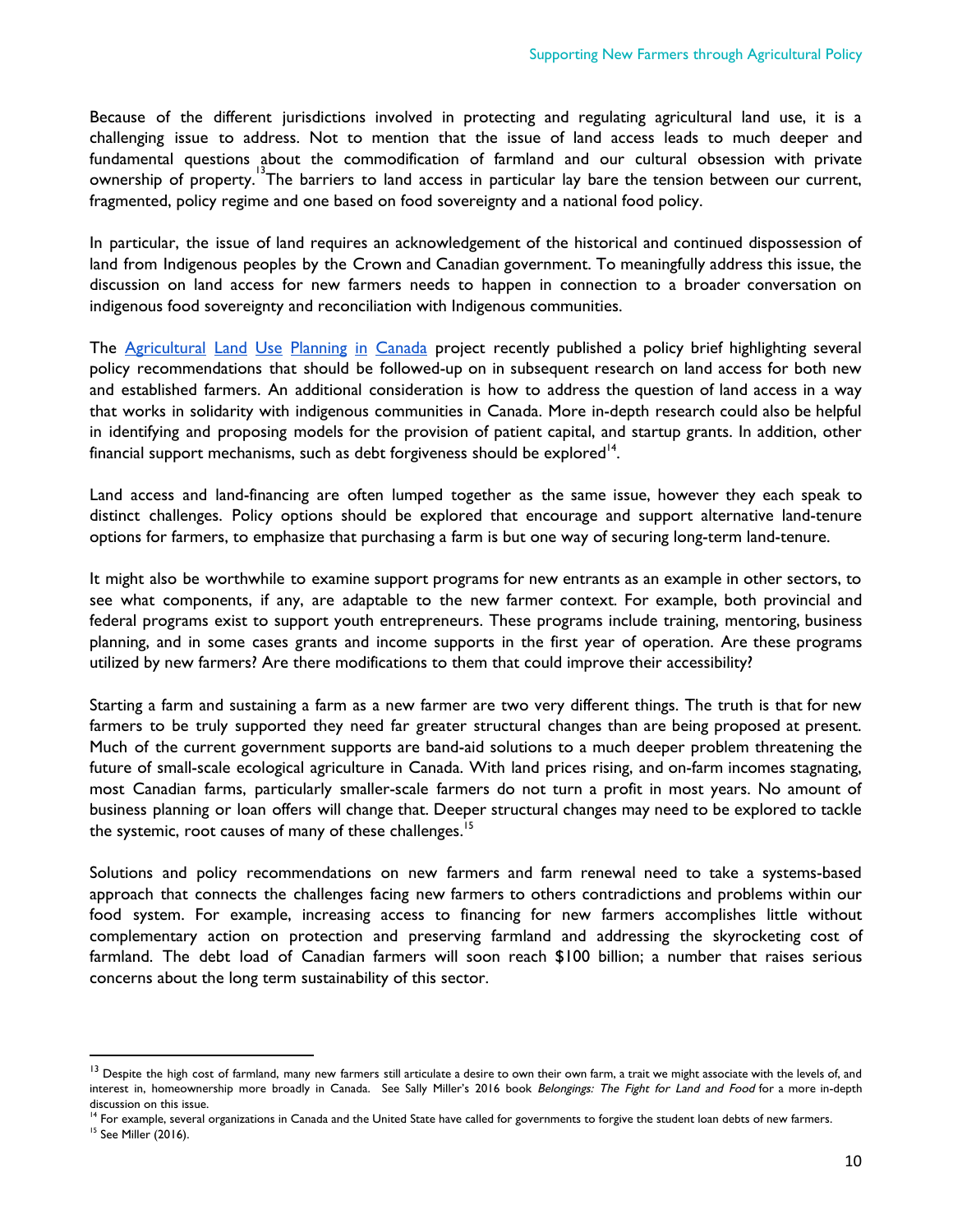Because of the different jurisdictions involved in protecting and regulating agricultural land use, it is a challenging issue to address. Not to mention that the issue of land access leads to much deeper and fundamental questions about the commodification of farmland and our cultural obsession with private ownership of property.[13] The barriers to land access in particular lay bare the tension between our current, fragmented, policy regime and one based on food sovereignty and a national food policy.

In particular, the issue of land requires an acknowledgement of the historical and continued dispossession of land from Indigenous peoples by the Crown and Canadian government. To meaningfully address this issue, the discussion on land access for new farmers needs to happen in connection to a broader conversation on indigenous food sovereignty and reconciliation with Indigenous communities.

The Agricultural Land Use Planning in Canada project recently published a policy brief highlighting several policy recommendations that should be followed-up on in subsequent research on land access for both new and established farmers. An additional consideration is how to address the question of land access in a way that works in solidarity with indigenous communities in Canada. More in-depth research could also be helpful in identifying and proposing models for the provision of patient capital, and startup grants. In addition, other financial support mechanisms, such as debt forgiveness should be explored[14].

Land access and land-financing are often lumped together as the same issue, however they each speak to distinct challenges. Policy options should be explored that encourage and support alternative land-tenure options for farmers, to emphasize that purchasing a farm is but one way of securing long-term land-tenure.

It might also be worthwhile to examine support programs for new entrants as an example in other sectors, to see what components, if any, are adaptable to the new farmer context. For example, both provincial and federal programs exist to support youth entrepreneurs. These programs include training, mentoring, business planning, and in some cases grants and income supports in the first year of operation. Are these programs utilized by new farmers? Are there modifications to them that could improve their accessibility?

Starting a farm and sustaining a farm as a new farmer are two very different things. The truth is that for new farmers to be truly supported they need far greater structural changes than are being proposed at present. Much of the current government supports are band-aid solutions to a much deeper problem threatening the future of small-scale ecological agriculture in Canada. With land prices rising, and on-farm incomes stagnating, most Canadian farms, particularly smaller-scale farmers do not turn a profit in most years. No amount of business planning or loan offers will change that. Deeper structural changes may need to be explored to tackle the systemic, root causes of many of these challenges.[15]

Solutions and policy recommendations on new farmers and farm renewal need to take a systems-based approach that connects the challenges facing new farmers to others contradictions and problems within our food system. For example, increasing access to financing for new farmers accomplishes little without complementary action on protection and preserving farmland and addressing the skyrocketing cost of farmland. The debt load of Canadian farmers will soon reach $100 billion; a number that raises serious concerns about the long term sustainability of this sector.

---

[13] Despite the high cost of farmland, many new farmers still articulate a desire to own their own farm, a trait we might associate with the levels of, and interest in, homeownership more broadly in Canada. See Sally Miller's 2016 book *Belongings: The Fight for Land and Food* for a more in-depth discussion on this issue.

[14] For example, several organizations in Canada and the United State have called for governments to forgive the student loan debts of new farmers.

[15] See Miller (2016).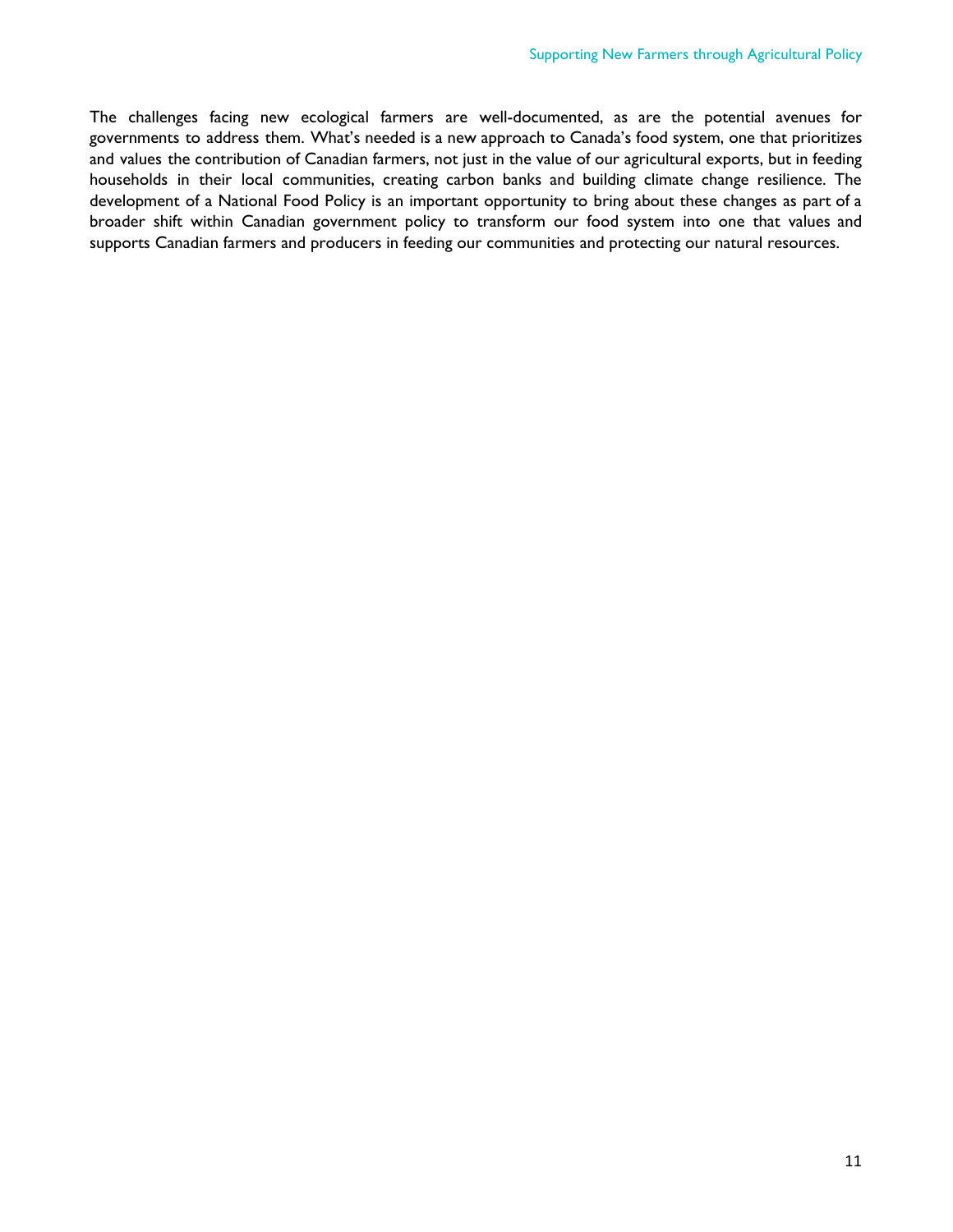The challenges facing new ecological farmers are well-documented, as are the potential avenues for governments to address them. What's needed is a new approach to Canada's food system, one that prioritizes and values the contribution of Canadian farmers, not just in the value of our agricultural exports, but in feeding households in their local communities, creating carbon banks and building climate change resilience. The development of a National Food Policy is an important opportunity to bring about these changes as part of a broader shift within Canadian government policy to transform our food system into one that values and supports Canadian farmers and producers in feeding our communities and protecting our natural resources.